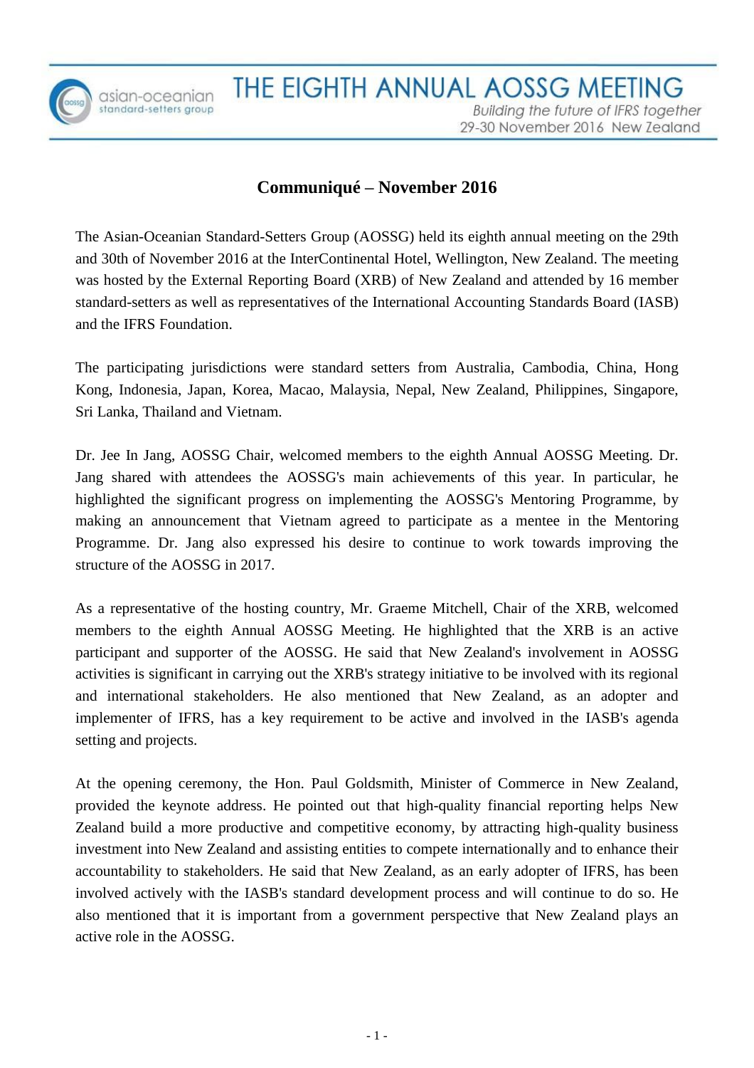# THE EIGHTH ANNUAL AOSSG MEETING

*Building the future of IFRS together*

29-30 November 2016 New Zealand

## Communiqué – November 2016

The Asian-Oceanian Standard-Setters Group (AOSSG) held its eighth annual meeting on the 29th and 30th of November 2016 at the InterContinental Hotel, Wellington, New Zealand. The meeting was hosted by the External Reporting Board (XRB) of New Zealand and attended by 16 member standard-setters as well as representatives of the International Accounting Standards Board (IASB) and the IFRS Foundation.

The participating jurisdictions were standard setters from Australia, Cambodia, China, Hong Kong, Indonesia, Japan, Korea, Macao, Malaysia, Nepal, New Zealand, Philippines, Singapore, Sri Lanka, Thailand and Vietnam.

Dr. Jee In Jang, AOSSG Chair, welcomed members to the eighth Annual AOSSG Meeting. Dr. Jang shared with attendees the AOSSG's main achievements of this year. In particular, he highlighted the significant progress on implementing the AOSSG's Mentoring Programme, by making an announcement that Vietnam agreed to participate as a mentee in the Mentoring Programme. Dr. Jang also expressed his desire to continue to work towards improving the structure of the AOSSG in 2017.

As a representative of the hosting country, Mr. Graeme Mitchell, Chair of the XRB, welcomed members to the eighth Annual AOSSG Meeting. He highlighted that the XRB is an active participant and supporter of the AOSSG. He said that New Zealand's involvement in AOSSG activities is significant in carrying out the XRB's strategy initiative to be involved with its regional and international stakeholders. He also mentioned that New Zealand, as an adopter and implementer of IFRS, has a key requirement to be active and involved in the IASB's agenda setting and projects.

At the opening ceremony, the Hon. Paul Goldsmith, Minister of Commerce in New Zealand, provided the keynote address. He pointed out that high-quality financial reporting helps New Zealand build a more productive and competitive economy, by attracting high-quality business investment into New Zealand and assisting entities to compete internationally and to enhance their accountability to stakeholders. He said that New Zealand, as an early adopter of IFRS, has been involved actively with the IASB's standard development process and will continue to do so. He also mentioned that it is important from a government perspective that New Zealand plays an active role in the AOSSG.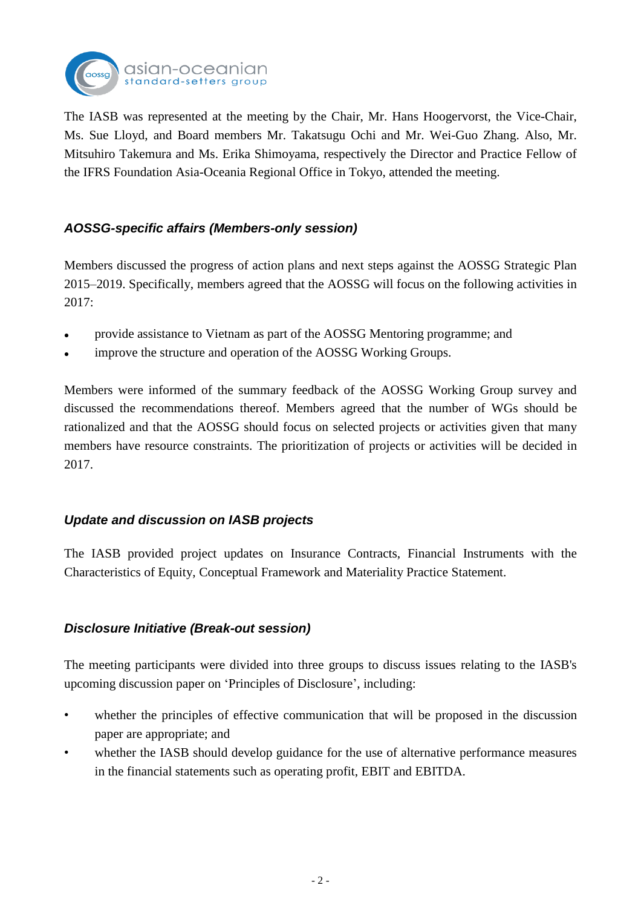The IASB was represented at the meeting by the Chair, Mr. Hans Hoogervorst, the Vice-Chair, Ms. Sue Lloyd, and Board members Mr. Takatsugu Ochi and Mr. Wei-Guo Zhang. Also, Mr. Mitsuhiro Takemura and Ms. Erika Shimoyama, respectively the Director and Practice Fellow of the IFRS Foundation Asia-Oceania Regional Office in Tokyo, attended the meeting.

### *AOSSG-specific affairs (Members-only session)*

Members discussed the progress of action plans and next steps against the AOSSG Strategic Plan 2015–2019. Specifically, members agreed that the AOSSG will focus on the following activities in 2017:

- provide assistance to Vietnam as part of the AOSSG Mentoring programme; and
- improve the structure and operation of the AOSSG Working Groups.

Members were informed of the summary feedback of the AOSSG Working Group survey and discussed the recommendations thereof. Members agreed that the number of WGs should be rationalized and that the AOSSG should focus on selected projects or activities given that many members have resource constraints. The prioritization of projects or activities will be decided in 2017.

### *Update and discussion on IASB projects*

The IASB provided project updates on Insurance Contracts, Financial Instruments with the Characteristics of Equity, Conceptual Framework and Materiality Practice Statement.

### *Disclosure Initiative (Break-out session)*

The meeting participants were divided into three groups to discuss issues relating to the IASB's upcoming discussion paper on 'Principles of Disclosure', including:

- whether the principles of effective communication that will be proposed in the discussion paper are appropriate; and
- whether the IASB should develop guidance for the use of alternative performance measures in the financial statements such as operating profit, EBIT and EBITDA.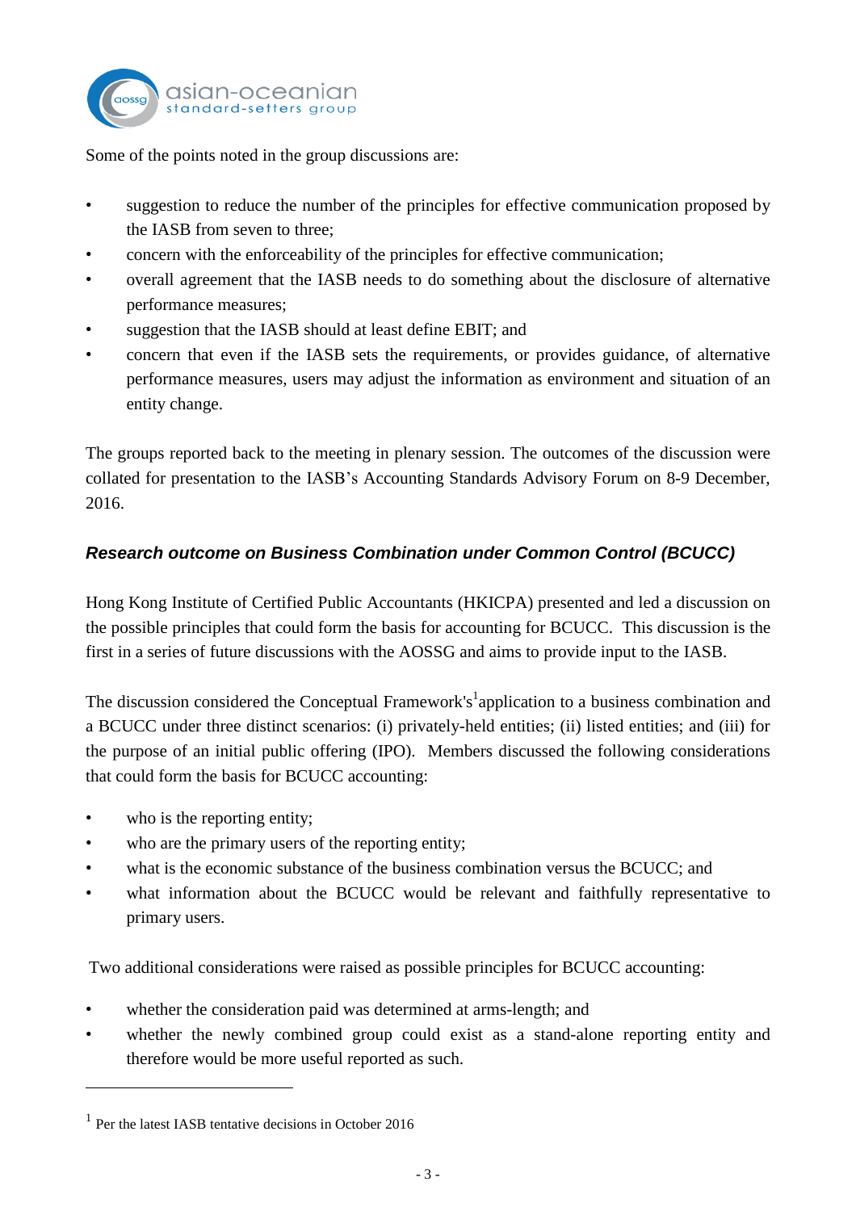Some of the points noted in the group discussions are:

- suggestion to reduce the number of the principles for effective communication proposed by the IASB from seven to three;
- concern with the enforceability of the principles for effective communication;
- overall agreement that the IASB needs to do something about the disclosure of alternative performance measures;
- suggestion that the IASB should at least define EBIT; and
- concern that even if the IASB sets the requirements, or provides guidance, of alternative performance measures, users may adjust the information as environment and situation of an entity change.

The groups reported back to the meeting in plenary session. The outcomes of the discussion were collated for presentation to the IASB's Accounting Standards Advisory Forum on 8-9 December, 2016.

### ***Research outcome on Business Combination under Common Control (BCUCC)***

Hong Kong Institute of Certified Public Accountants (HKICPA) presented and led a discussion on the possible principles that could form the basis for accounting for BCUCC. This discussion is the first in a series of future discussions with the AOSSG and aims to provide input to the IASB.

The discussion considered the Conceptual Framework's[1] application to a business combination and a BCUCC under three distinct scenarios: (i) privately-held entities; (ii) listed entities; and (iii) for the purpose of an initial public offering (IPO). Members discussed the following considerations that could form the basis for BCUCC accounting:

- who is the reporting entity;
- who are the primary users of the reporting entity;
- what is the economic substance of the business combination versus the BCUCC; and
- what information about the BCUCC would be relevant and faithfully representative to primary users.

Two additional considerations were raised as possible principles for BCUCC accounting:

- whether the consideration paid was determined at arms-length; and
- whether the newly combined group could exist as a stand-alone reporting entity and therefore would be more useful reported as such.

---

[1] Per the latest IASB tentative decisions in October 2016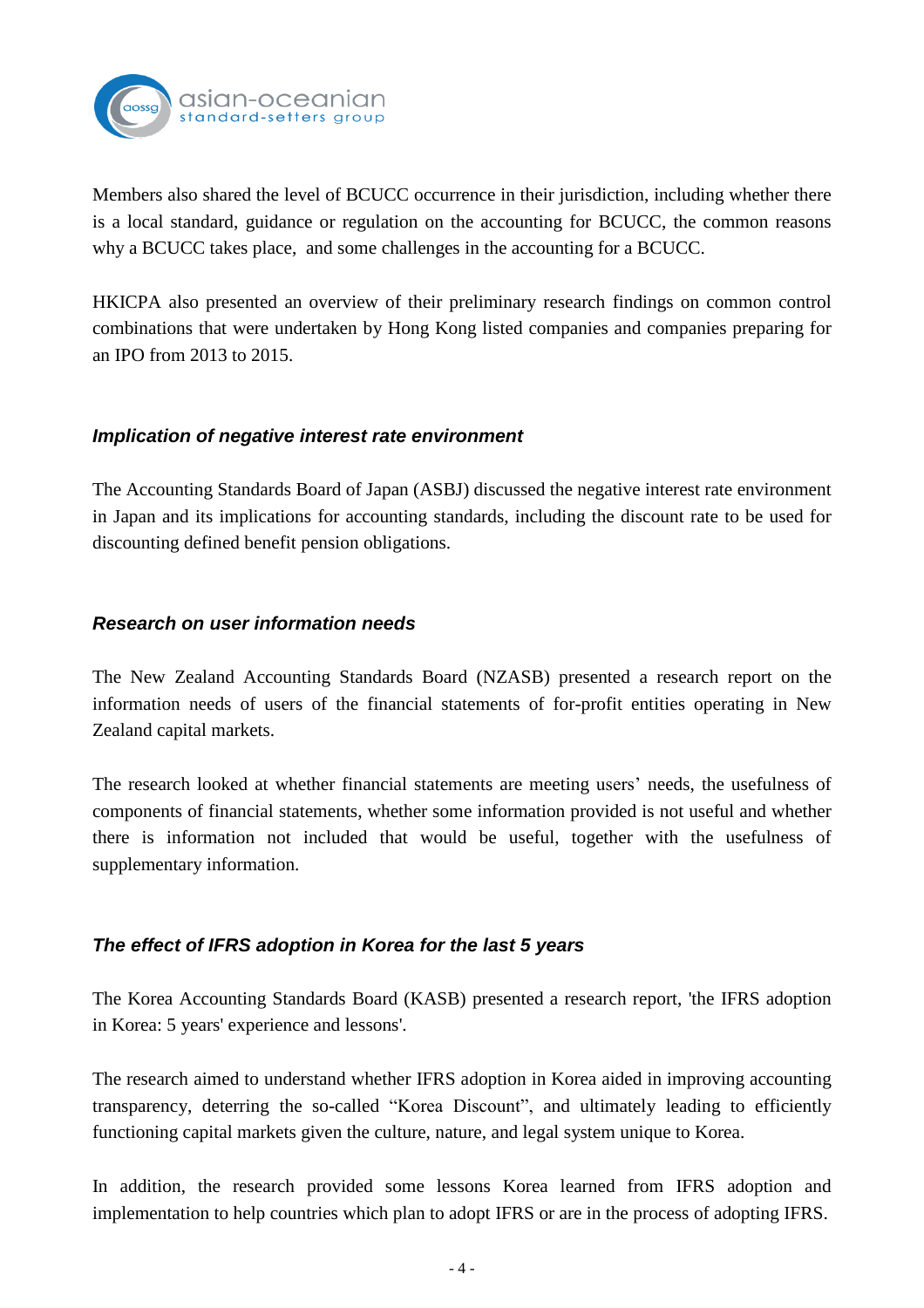Members also shared the level of BCUCC occurrence in their jurisdiction, including whether there is a local standard, guidance or regulation on the accounting for BCUCC, the common reasons why a BCUCC takes place, and some challenges in the accounting for a BCUCC.

HKICPA also presented an overview of their preliminary research findings on common control combinations that were undertaken by Hong Kong listed companies and companies preparing for an IPO from 2013 to 2015.

### *Implication of negative interest rate environment*

The Accounting Standards Board of Japan (ASBJ) discussed the negative interest rate environment in Japan and its implications for accounting standards, including the discount rate to be used for discounting defined benefit pension obligations.

### *Research on user information needs*

The New Zealand Accounting Standards Board (NZASB) presented a research report on the information needs of users of the financial statements of for-profit entities operating in New Zealand capital markets.

The research looked at whether financial statements are meeting users' needs, the usefulness of components of financial statements, whether some information provided is not useful and whether there is information not included that would be useful, together with the usefulness of supplementary information.

### *The effect of IFRS adoption in Korea for the last 5 years*

The Korea Accounting Standards Board (KASB) presented a research report, 'the IFRS adoption in Korea: 5 years' experience and lessons'.

The research aimed to understand whether IFRS adoption in Korea aided in improving accounting transparency, deterring the so-called "Korea Discount", and ultimately leading to efficiently functioning capital markets given the culture, nature, and legal system unique to Korea.

In addition, the research provided some lessons Korea learned from IFRS adoption and implementation to help countries which plan to adopt IFRS or are in the process of adopting IFRS.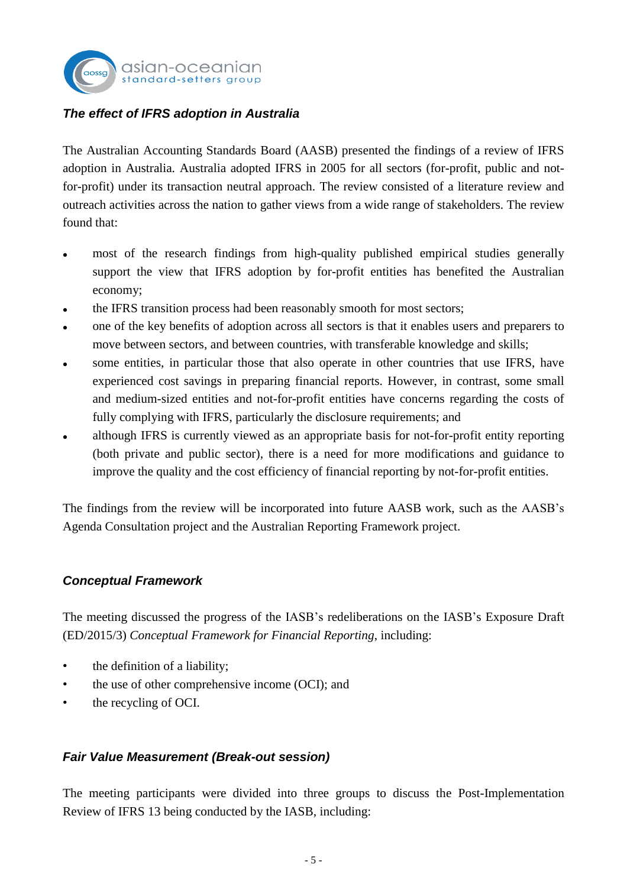### *The effect of IFRS adoption in Australia*

The Australian Accounting Standards Board (AASB) presented the findings of a review of IFRS adoption in Australia. Australia adopted IFRS in 2005 for all sectors (for-profit, public and not-for-profit) under its transaction neutral approach. The review consisted of a literature review and outreach activities across the nation to gather views from a wide range of stakeholders. The review found that:

- most of the research findings from high-quality published empirical studies generally support the view that IFRS adoption by for-profit entities has benefited the Australian economy;
- the IFRS transition process had been reasonably smooth for most sectors;
- one of the key benefits of adoption across all sectors is that it enables users and preparers to move between sectors, and between countries, with transferable knowledge and skills;
- some entities, in particular those that also operate in other countries that use IFRS, have experienced cost savings in preparing financial reports. However, in contrast, some small and medium-sized entities and not-for-profit entities have concerns regarding the costs of fully complying with IFRS, particularly the disclosure requirements; and
- although IFRS is currently viewed as an appropriate basis for not-for-profit entity reporting (both private and public sector), there is a need for more modifications and guidance to improve the quality and the cost efficiency of financial reporting by not-for-profit entities.

The findings from the review will be incorporated into future AASB work, such as the AASB's Agenda Consultation project and the Australian Reporting Framework project.

### *Conceptual Framework*

The meeting discussed the progress of the IASB's redeliberations on the IASB's Exposure Draft (ED/2015/3) *Conceptual Framework for Financial Reporting*, including:

- the definition of a liability;
- the use of other comprehensive income (OCI); and
- the recycling of OCI.

### *Fair Value Measurement (Break-out session)*

The meeting participants were divided into three groups to discuss the Post-Implementation Review of IFRS 13 being conducted by the IASB, including: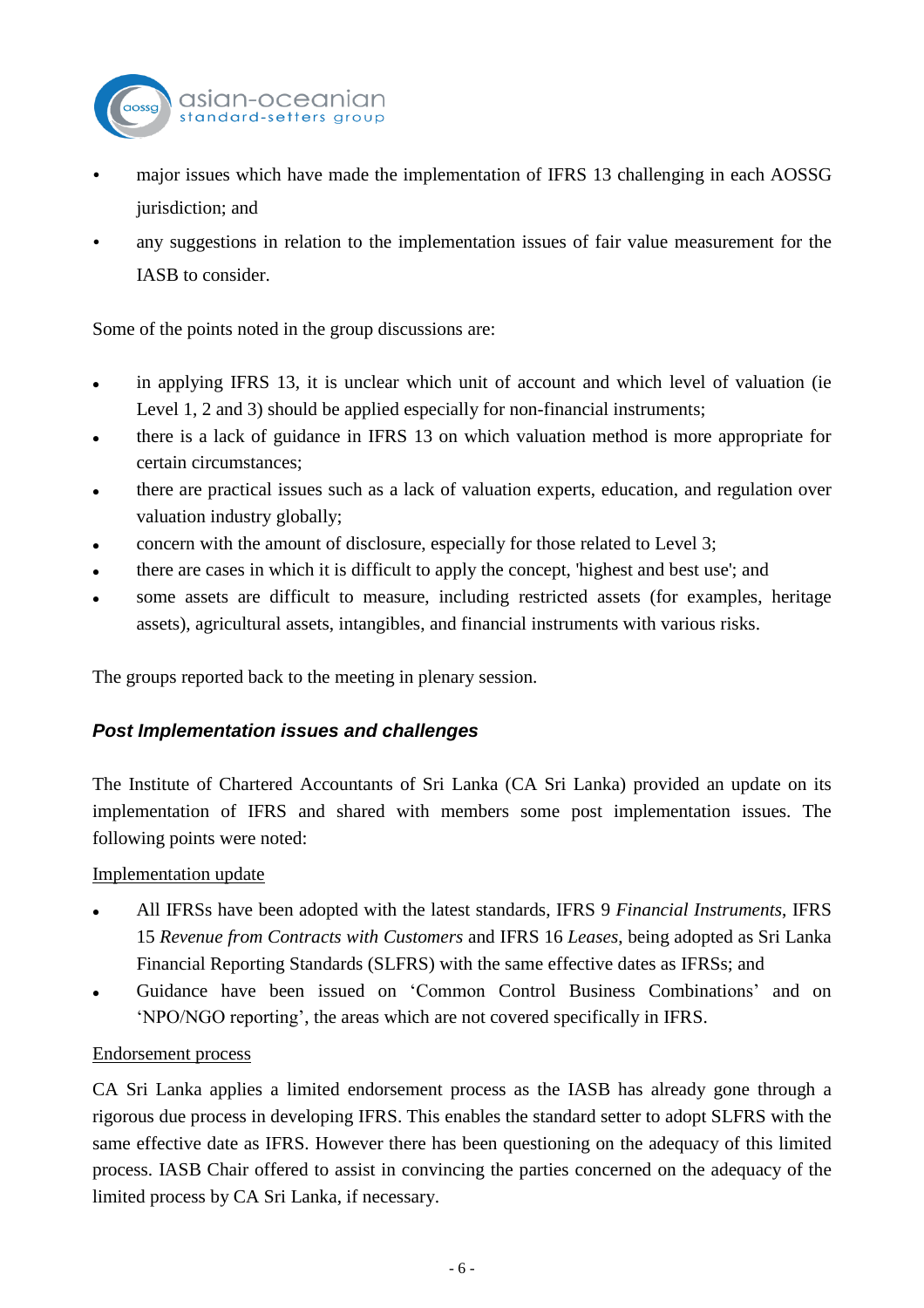- major issues which have made the implementation of IFRS 13 challenging in each AOSSG jurisdiction; and
- any suggestions in relation to the implementation issues of fair value measurement for the IASB to consider.

Some of the points noted in the group discussions are:

- in applying IFRS 13, it is unclear which unit of account and which level of valuation (ie Level 1, 2 and 3) should be applied especially for non-financial instruments;
- there is a lack of guidance in IFRS 13 on which valuation method is more appropriate for certain circumstances;
- there are practical issues such as a lack of valuation experts, education, and regulation over valuation industry globally;
- concern with the amount of disclosure, especially for those related to Level 3;
- there are cases in which it is difficult to apply the concept, 'highest and best use'; and
- some assets are difficult to measure, including restricted assets (for examples, heritage assets), agricultural assets, intangibles, and financial instruments with various risks.

The groups reported back to the meeting in plenary session.

### *Post Implementation issues and challenges*

The Institute of Chartered Accountants of Sri Lanka (CA Sri Lanka) provided an update on its implementation of IFRS and shared with members some post implementation issues. The following points were noted:

Implementation update

- All IFRSs have been adopted with the latest standards, IFRS 9 *Financial Instruments*, IFRS 15 *Revenue from Contracts with Customers* and IFRS 16 *Leases*, being adopted as Sri Lanka Financial Reporting Standards (SLFRS) with the same effective dates as IFRSs; and
- Guidance have been issued on 'Common Control Business Combinations' and on 'NPO/NGO reporting', the areas which are not covered specifically in IFRS.

Endorsement process

CA Sri Lanka applies a limited endorsement process as the IASB has already gone through a rigorous due process in developing IFRS. This enables the standard setter to adopt SLFRS with the same effective date as IFRS. However there has been questioning on the adequacy of this limited process. IASB Chair offered to assist in convincing the parties concerned on the adequacy of the limited process by CA Sri Lanka, if necessary.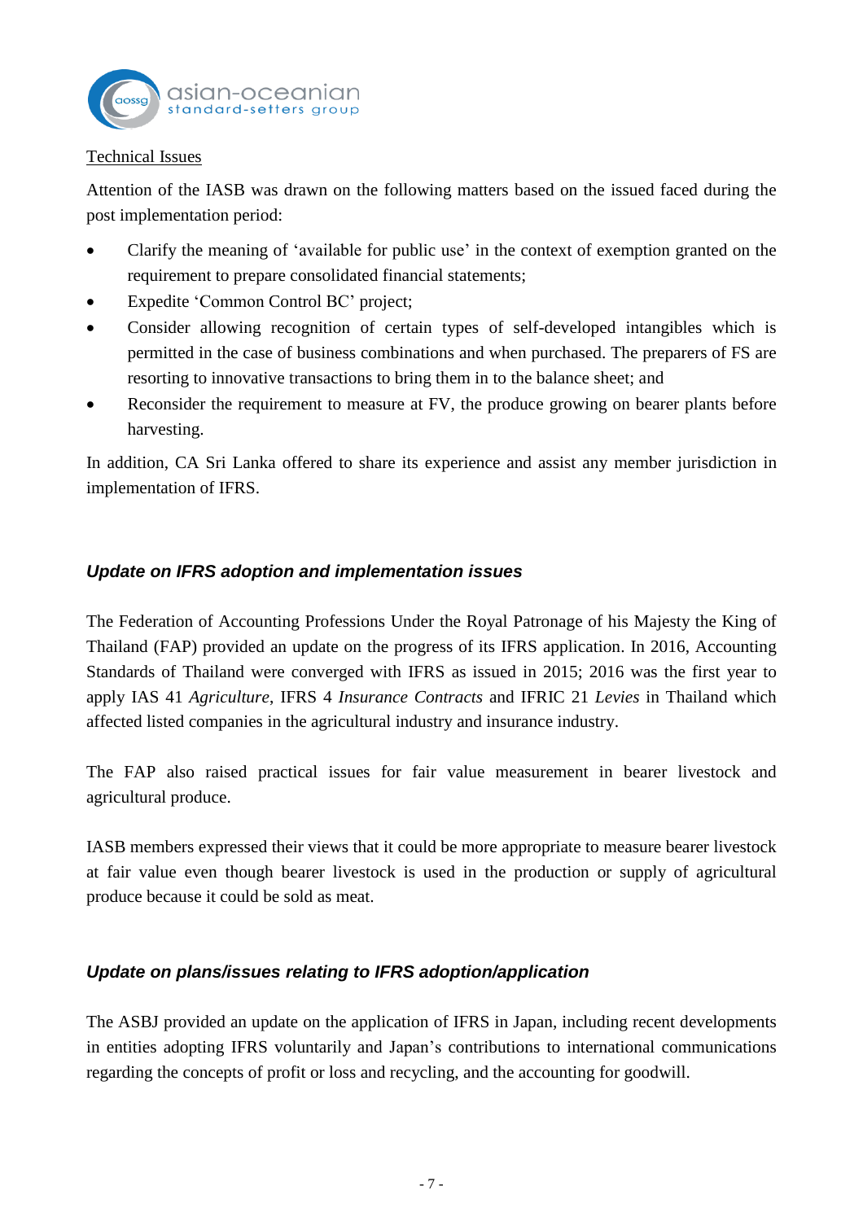Technical Issues

Attention of the IASB was drawn on the following matters based on the issued faced during the post implementation period:

- Clarify the meaning of 'available for public use' in the context of exemption granted on the requirement to prepare consolidated financial statements;
- Expedite 'Common Control BC' project;
- Consider allowing recognition of certain types of self-developed intangibles which is permitted in the case of business combinations and when purchased. The preparers of FS are resorting to innovative transactions to bring them in to the balance sheet; and
- Reconsider the requirement to measure at FV, the produce growing on bearer plants before harvesting.

In addition, CA Sri Lanka offered to share its experience and assist any member jurisdiction in implementation of IFRS.

### *Update on IFRS adoption and implementation issues*

The Federation of Accounting Professions Under the Royal Patronage of his Majesty the King of Thailand (FAP) provided an update on the progress of its IFRS application. In 2016, Accounting Standards of Thailand were converged with IFRS as issued in 2015; 2016 was the first year to apply IAS 41 *Agriculture*, IFRS 4 *Insurance Contracts* and IFRIC 21 *Levies* in Thailand which affected listed companies in the agricultural industry and insurance industry.

The FAP also raised practical issues for fair value measurement in bearer livestock and agricultural produce.

IASB members expressed their views that it could be more appropriate to measure bearer livestock at fair value even though bearer livestock is used in the production or supply of agricultural produce because it could be sold as meat.

### *Update on plans/issues relating to IFRS adoption/application*

The ASBJ provided an update on the application of IFRS in Japan, including recent developments in entities adopting IFRS voluntarily and Japan's contributions to international communications regarding the concepts of profit or loss and recycling, and the accounting for goodwill.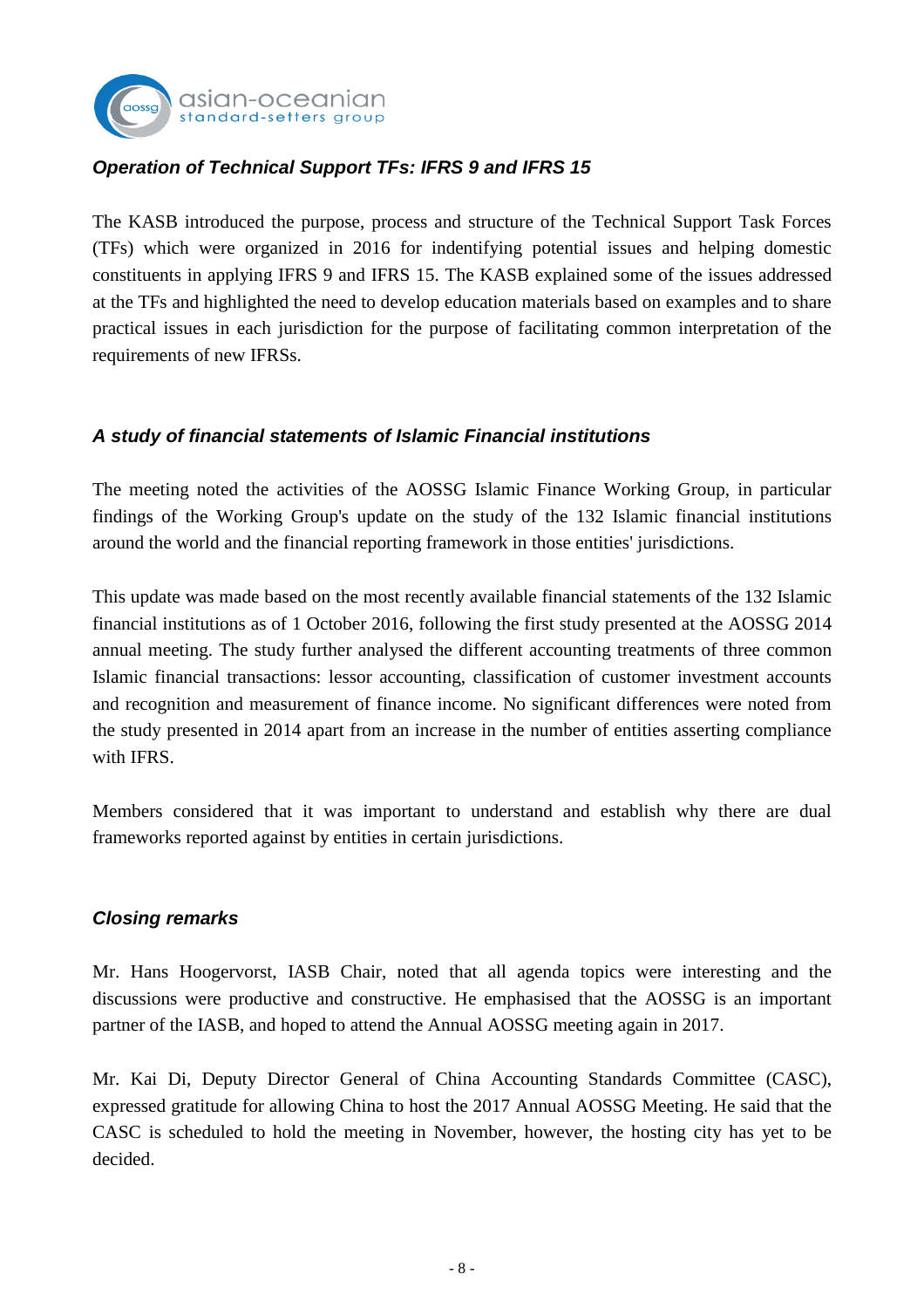### *Operation of Technical Support TFs: IFRS 9 and IFRS 15*

The KASB introduced the purpose, process and structure of the Technical Support Task Forces (TFs) which were organized in 2016 for indentifying potential issues and helping domestic constituents in applying IFRS 9 and IFRS 15. The KASB explained some of the issues addressed at the TFs and highlighted the need to develop education materials based on examples and to share practical issues in each jurisdiction for the purpose of facilitating common interpretation of the requirements of new IFRSs.

### *A study of financial statements of Islamic Financial institutions*

The meeting noted the activities of the AOSSG Islamic Finance Working Group, in particular findings of the Working Group's update on the study of the 132 Islamic financial institutions around the world and the financial reporting framework in those entities' jurisdictions.

This update was made based on the most recently available financial statements of the 132 Islamic financial institutions as of 1 October 2016, following the first study presented at the AOSSG 2014 annual meeting. The study further analysed the different accounting treatments of three common Islamic financial transactions: lessor accounting, classification of customer investment accounts and recognition and measurement of finance income. No significant differences were noted from the study presented in 2014 apart from an increase in the number of entities asserting compliance with IFRS.

Members considered that it was important to understand and establish why there are dual frameworks reported against by entities in certain jurisdictions.

### *Closing remarks*

Mr. Hans Hoogervorst, IASB Chair, noted that all agenda topics were interesting and the discussions were productive and constructive. He emphasised that the AOSSG is an important partner of the IASB, and hoped to attend the Annual AOSSG meeting again in 2017.

Mr. Kai Di, Deputy Director General of China Accounting Standards Committee (CASC), expressed gratitude for allowing China to host the 2017 Annual AOSSG Meeting. He said that the CASC is scheduled to hold the meeting in November, however, the hosting city has yet to be decided.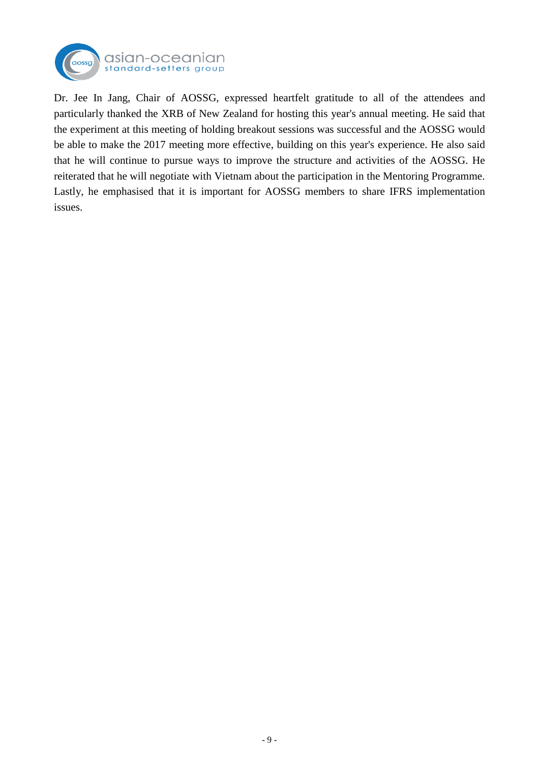Dr. Jee In Jang, Chair of AOSSG, expressed heartfelt gratitude to all of the attendees and particularly thanked the XRB of New Zealand for hosting this year's annual meeting. He said that the experiment at this meeting of holding breakout sessions was successful and the AOSSG would be able to make the 2017 meeting more effective, building on this year's experience. He also said that he will continue to pursue ways to improve the structure and activities of the AOSSG. He reiterated that he will negotiate with Vietnam about the participation in the Mentoring Programme. Lastly, he emphasised that it is important for AOSSG members to share IFRS implementation issues.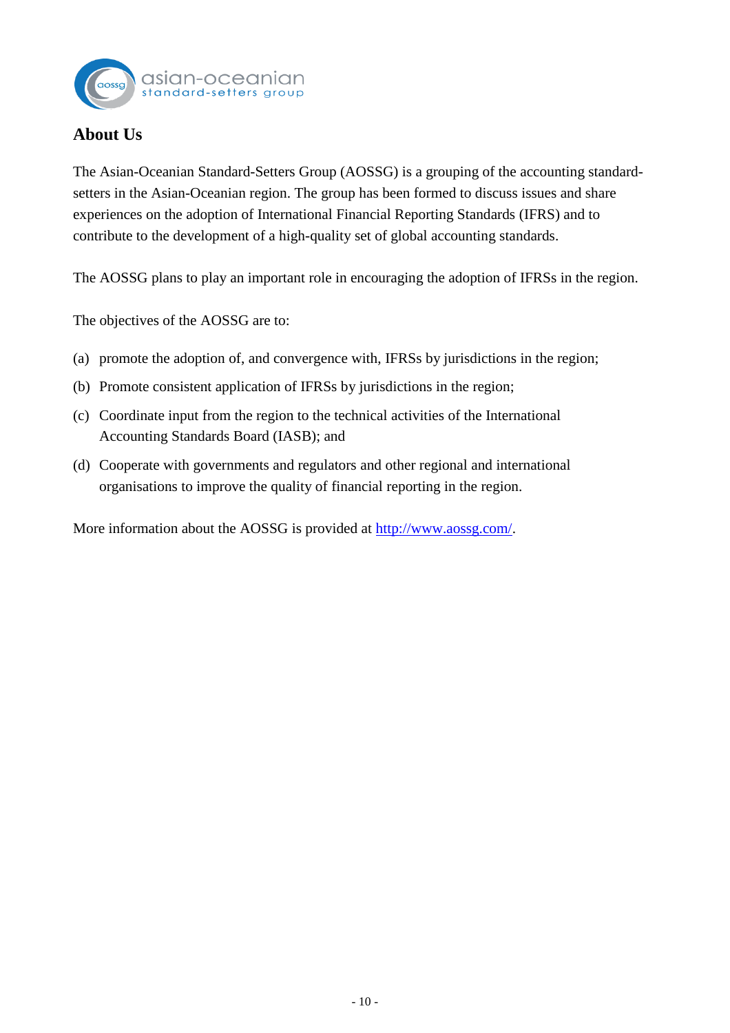## About Us

The Asian-Oceanian Standard-Setters Group (AOSSG) is a grouping of the accounting standard-setters in the Asian-Oceanian region. The group has been formed to discuss issues and share experiences on the adoption of International Financial Reporting Standards (IFRS) and to contribute to the development of a high-quality set of global accounting standards.

The AOSSG plans to play an important role in encouraging the adoption of IFRSs in the region.

The objectives of the AOSSG are to:

(a) promote the adoption of, and convergence with, IFRSs by jurisdictions in the region;

(b) Promote consistent application of IFRSs by jurisdictions in the region;

(c) Coordinate input from the region to the technical activities of the International Accounting Standards Board (IASB); and

(d) Cooperate with governments and regulators and other regional and international organisations to improve the quality of financial reporting in the region.

More information about the AOSSG is provided at http://www.aossg.com/.